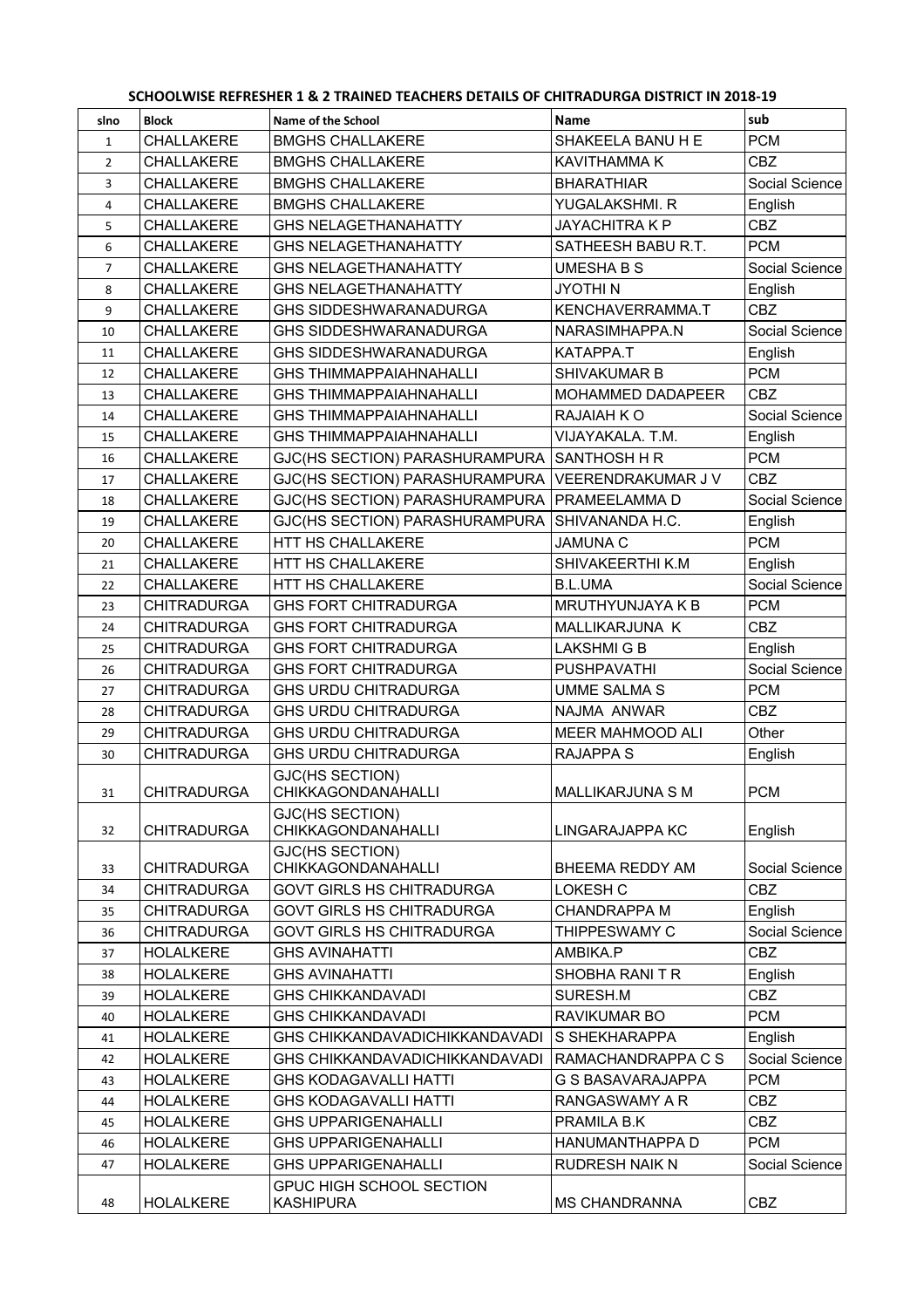**SCHOOLWISE REFRESHER 1 & 2 TRAINED TEACHERS DETAILS OF CHITRADURGA DISTRICT IN 2018-19**

| slno | Block | Name of the School | Name | sub |
|---|---|---|---|---|
| 1 | CHALLAKERE | BMGHS CHALLAKERE | SHAKEELA BANU H E | PCM |
| 2 | CHALLAKERE | BMGHS CHALLAKERE | KAVITHAMMA K | CBZ |
| 3 | CHALLAKERE | BMGHS CHALLAKERE | BHARATHIAR | Social Science |
| 4 | CHALLAKERE | BMGHS CHALLAKERE | YUGALAKSHMI. R | English |
| 5 | CHALLAKERE | GHS NELAGETHANAHATTY | JAYACHITRA K P | CBZ |
| 6 | CHALLAKERE | GHS NELAGETHANAHATTY | SATHEESH BABU R.T. | PCM |
| 7 | CHALLAKERE | GHS NELAGETHANAHATTY | UMESHA B S | Social Science |
| 8 | CHALLAKERE | GHS NELAGETHANAHATTY | JYOTHI N | English |
| 9 | CHALLAKERE | GHS SIDDESHWARANADURGA | KENCHAVERRAMMA.T | CBZ |
| 10 | CHALLAKERE | GHS SIDDESHWARANADURGA | NARASIMHAPPA.N | Social Science |
| 11 | CHALLAKERE | GHS SIDDESHWARANADURGA | KATAPPA.T | English |
| 12 | CHALLAKERE | GHS THIMMAPPAIAHNAHALLI | SHIVAKUMAR B | PCM |
| 13 | CHALLAKERE | GHS THIMMAPPAIAHNAHALLI | MOHAMMED DADAPEER | CBZ |
| 14 | CHALLAKERE | GHS THIMMAPPAIAHNAHALLI | RAJAIAH K O | Social Science |
| 15 | CHALLAKERE | GHS THIMMAPPAIAHNAHALLI | VIJAYAKALA. T.M. | English |
| 16 | CHALLAKERE | GJC(HS SECTION) PARASHURAMPURA | SANTHOSH H R | PCM |
| 17 | CHALLAKERE | GJC(HS SECTION) PARASHURAMPURA | VEERENDRAKUMAR J V | CBZ |
| 18 | CHALLAKERE | GJC(HS SECTION) PARASHURAMPURA | PRAMEELAMMA D | Social Science |
| 19 | CHALLAKERE | GJC(HS SECTION) PARASHURAMPURA | SHIVANANDA H.C. | English |
| 20 | CHALLAKERE | HTT HS CHALLAKERE | JAMUNA C | PCM |
| 21 | CHALLAKERE | HTT HS CHALLAKERE | SHIVAKEERTHI K.M | English |
| 22 | CHALLAKERE | HTT HS CHALLAKERE | B.L.UMA | Social Science |
| 23 | CHITRADURGA | GHS FORT CHITRADURGA | MRUTHYUNJAYA K B | PCM |
| 24 | CHITRADURGA | GHS FORT CHITRADURGA | MALLIKARJUNA K | CBZ |
| 25 | CHITRADURGA | GHS FORT CHITRADURGA | LAKSHMI G B | English |
| 26 | CHITRADURGA | GHS FORT CHITRADURGA | PUSHPAVATHI | Social Science |
| 27 | CHITRADURGA | GHS URDU CHITRADURGA | UMME SALMA S | PCM |
| 28 | CHITRADURGA | GHS URDU CHITRADURGA | NAJMA ANWAR | CBZ |
| 29 | CHITRADURGA | GHS URDU CHITRADURGA | MEER MAHMOOD ALI | Other |
| 30 | CHITRADURGA | GHS URDU CHITRADURGA | RAJAPPA S | English |
| 31 | CHITRADURGA | GJC(HS SECTION) CHIKKAGONDANAHALLI | MALLIKARJUNA S M | PCM |
| 32 | CHITRADURGA | GJC(HS SECTION) CHIKKAGONDANAHALLI | LINGARAJAPPA KC | English |
| 33 | CHITRADURGA | GJC(HS SECTION) CHIKKAGONDANAHALLI | BHEEMA REDDY AM | Social Science |
| 34 | CHITRADURGA | GOVT GIRLS HS CHITRADURGA | LOKESH C | CBZ |
| 35 | CHITRADURGA | GOVT GIRLS HS CHITRADURGA | CHANDRAPPA M | English |
| 36 | CHITRADURGA | GOVT GIRLS HS CHITRADURGA | THIPPESWAMY C | Social Science |
| 37 | HOLALKERE | GHS AVINAHATTI | AMBIKA.P | CBZ |
| 38 | HOLALKERE | GHS AVINAHATTI | SHOBHA RANI T R | English |
| 39 | HOLALKERE | GHS CHIKKANDAVADI | SURESH.M | CBZ |
| 40 | HOLALKERE | GHS CHIKKANDAVADI | RAVIKUMAR BO | PCM |
| 41 | HOLALKERE | GHS CHIKKANDAVADICHIKKANDAVADI | S SHEKHARAPPA | English |
| 42 | HOLALKERE | GHS CHIKKANDAVADICHIKKANDAVADI | RAMACHANDRAPPA C S | Social Science |
| 43 | HOLALKERE | GHS KODAGAVALLI HATTI | G S BASAVARAJAPPA | PCM |
| 44 | HOLALKERE | GHS KODAGAVALLI HATTI | RANGASWAMY A R | CBZ |
| 45 | HOLALKERE | GHS UPPARIGENAHALLI | PRAMILA B.K | CBZ |
| 46 | HOLALKERE | GHS UPPARIGENAHALLI | HANUMANTHAPPA D | PCM |
| 47 | HOLALKERE | GHS UPPARIGENAHALLI | RUDRESH NAIK N | Social Science |
| 48 | HOLALKERE | GPUC HIGH SCHOOL SECTION KASHIPURA | MS CHANDRANNA | CBZ |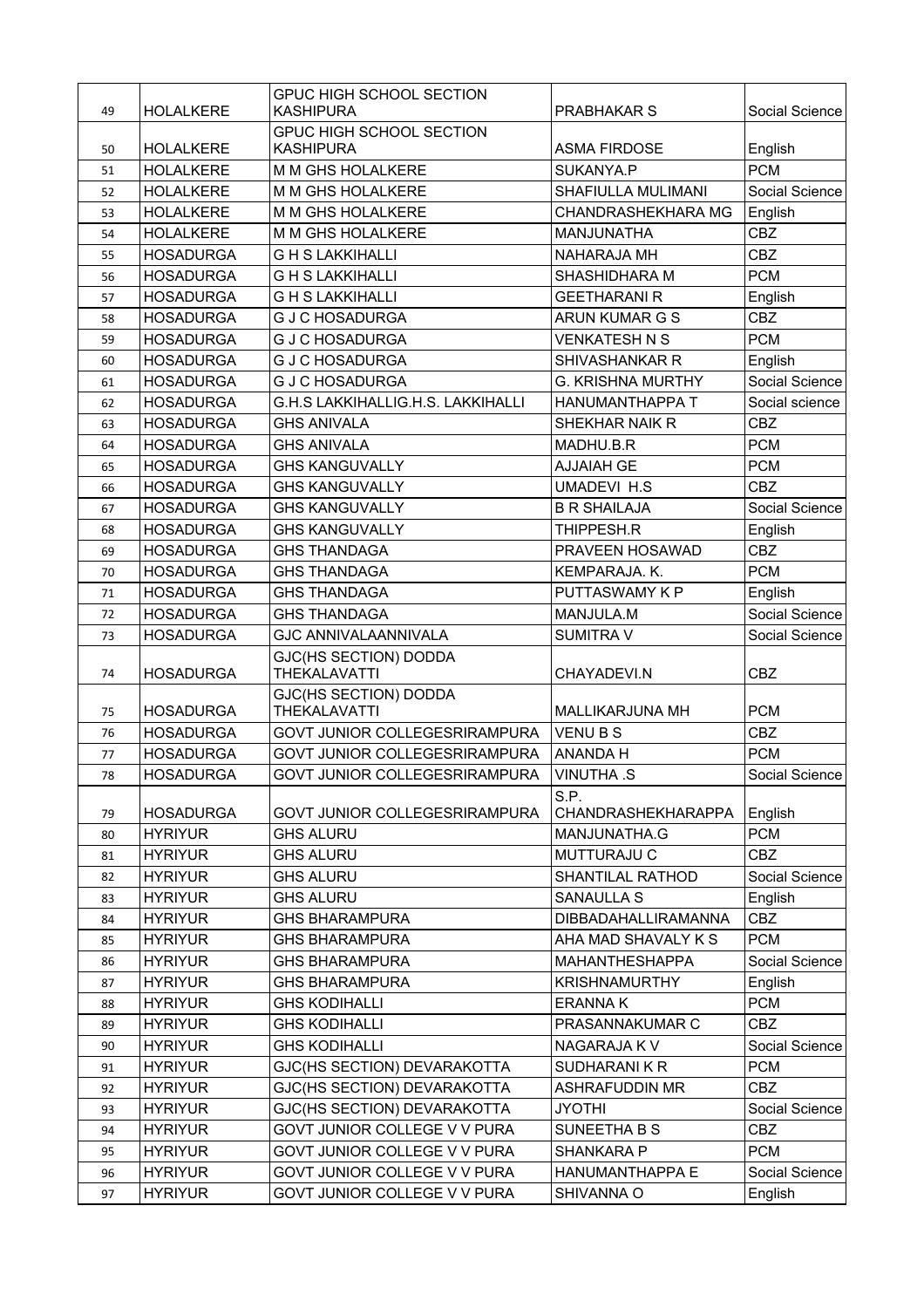| 49 | HOLALKERE | GPUC HIGH SCHOOL SECTION KASHIPURA | PRABHAKAR S | Social Science |
|---|---|---|---|---|
| 50 | HOLALKERE | GPUC HIGH SCHOOL SECTION KASHIPURA | ASMA FIRDOSE | English |
| 51 | HOLALKERE | M M GHS HOLALKERE | SUKANYA.P | PCM |
| 52 | HOLALKERE | M M GHS HOLALKERE | SHAFIULLA MULIMANI | Social Science |
| 53 | HOLALKERE | M M GHS HOLALKERE | CHANDRASHEKHARA MG | English |
| 54 | HOLALKERE | M M GHS HOLALKERE | MANJUNATHA | CBZ |
| 55 | HOSADURGA | G H S LAKKIHALLI | NAHARAJA MH | CBZ |
| 56 | HOSADURGA | G H S LAKKIHALLI | SHASHIDHARA M | PCM |
| 57 | HOSADURGA | G H S LAKKIHALLI | GEETHARANI R | English |
| 58 | HOSADURGA | G J C HOSADURGA | ARUN KUMAR G S | CBZ |
| 59 | HOSADURGA | G J C HOSADURGA | VENKATESH N S | PCM |
| 60 | HOSADURGA | G J C HOSADURGA | SHIVASHANKAR R | English |
| 61 | HOSADURGA | G J C HOSADURGA | G. KRISHNA MURTHY | Social Science |
| 62 | HOSADURGA | G.H.S LAKKIHALLIG.H.S. LAKKIHALLI | HANUMANTHAPPA T | Social science |
| 63 | HOSADURGA | GHS ANIVALA | SHEKHAR NAIK R | CBZ |
| 64 | HOSADURGA | GHS ANIVALA | MADHU.B.R | PCM |
| 65 | HOSADURGA | GHS KANGUVALLY | AJJAIAH GE | PCM |
| 66 | HOSADURGA | GHS KANGUVALLY | UMADEVI H.S | CBZ |
| 67 | HOSADURGA | GHS KANGUVALLY | B R SHAILAJA | Social Science |
| 68 | HOSADURGA | GHS KANGUVALLY | THIPPESH.R | English |
| 69 | HOSADURGA | GHS THANDAGA | PRAVEEN HOSAWAD | CBZ |
| 70 | HOSADURGA | GHS THANDAGA | KEMPARAJA. K. | PCM |
| 71 | HOSADURGA | GHS THANDAGA | PUTTASWAMY K P | English |
| 72 | HOSADURGA | GHS THANDAGA | MANJULA.M | Social Science |
| 73 | HOSADURGA | GJC ANNIVALAANNIVALA | SUMITRA V | Social Science |
| 74 | HOSADURGA | GJC(HS SECTION) DODDA THEKALAVATTI | CHAYADEVI.N | CBZ |
| 75 | HOSADURGA | GJC(HS SECTION) DODDA THEKALAVATTI | MALLIKARJUNA MH | PCM |
| 76 | HOSADURGA | GOVT JUNIOR COLLEGESRIRAMPURA | VENU B S | CBZ |
| 77 | HOSADURGA | GOVT JUNIOR COLLEGESRIRAMPURA | ANANDA H | PCM |
| 78 | HOSADURGA | GOVT JUNIOR COLLEGESRIRAMPURA | VINUTHA .S | Social Science |
| 79 | HOSADURGA | GOVT JUNIOR COLLEGESRIRAMPURA | S.P. CHANDRASHEKHARAPPA | English |
| 80 | HYRIYUR | GHS ALURU | MANJUNATHA.G | PCM |
| 81 | HYRIYUR | GHS ALURU | MUTTURAJU C | CBZ |
| 82 | HYRIYUR | GHS ALURU | SHANTILAL RATHOD | Social Science |
| 83 | HYRIYUR | GHS ALURU | SANAULLA S | English |
| 84 | HYRIYUR | GHS BHARAMPURA | DIBBADAHALLIRAMANNA | CBZ |
| 85 | HYRIYUR | GHS BHARAMPURA | AHA MAD SHAVALY K S | PCM |
| 86 | HYRIYUR | GHS BHARAMPURA | MAHANTHESHAPPA | Social Science |
| 87 | HYRIYUR | GHS BHARAMPURA | KRISHNAMURTHY | English |
| 88 | HYRIYUR | GHS KODIHALLI | ERANNA K | PCM |
| 89 | HYRIYUR | GHS KODIHALLI | PRASANNAKUMAR C | CBZ |
| 90 | HYRIYUR | GHS KODIHALLI | NAGARAJA K V | Social Science |
| 91 | HYRIYUR | GJC(HS SECTION) DEVARAKOTTA | SUDHARANI K R | PCM |
| 92 | HYRIYUR | GJC(HS SECTION) DEVARAKOTTA | ASHRAFUDDIN MR | CBZ |
| 93 | HYRIYUR | GJC(HS SECTION) DEVARAKOTTA | JYOTHI | Social Science |
| 94 | HYRIYUR | GOVT JUNIOR COLLEGE V V PURA | SUNEETHA B S | CBZ |
| 95 | HYRIYUR | GOVT JUNIOR COLLEGE V V PURA | SHANKARA P | PCM |
| 96 | HYRIYUR | GOVT JUNIOR COLLEGE V V PURA | HANUMANTHAPPA E | Social Science |
| 97 | HYRIYUR | GOVT JUNIOR COLLEGE V V PURA | SHIVANNA O | English |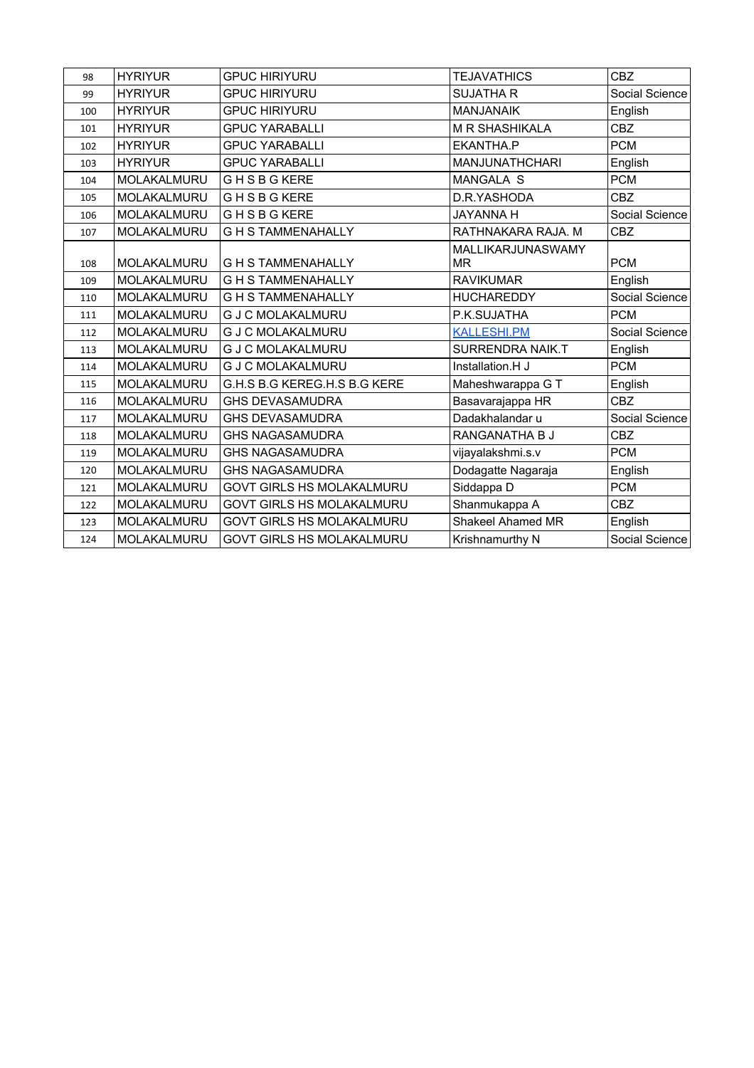| | | | | |
|---|---|---|---|---|
| 98 | HYRIYUR | GPUC HIRIYURU | TEJAVATHICS | CBZ |
| 99 | HYRIYUR | GPUC HIRIYURU | SUJATHA R | Social Science |
| 100 | HYRIYUR | GPUC HIRIYURU | MANJANAIK | English |
| 101 | HYRIYUR | GPUC YARABALLI | M R SHASHIKALA | CBZ |
| 102 | HYRIYUR | GPUC YARABALLI | EKANTHA.P | PCM |
| 103 | HYRIYUR | GPUC YARABALLI | MANJUNATHCHARI | English |
| 104 | MOLAKALMURU | G H S B G KERE | MANGALA S | PCM |
| 105 | MOLAKALMURU | G H S B G KERE | D.R.YASHODA | CBZ |
| 106 | MOLAKALMURU | G H S B G KERE | JAYANNA H | Social Science |
| 107 | MOLAKALMURU | G H S TAMMENAHALLY | RATHNAKARA RAJA. M | CBZ |
| 108 | MOLAKALMURU | G H S TAMMENAHALLY | MALLIKARJUNASWAMY MR | PCM |
| 109 | MOLAKALMURU | G H S TAMMENAHALLY | RAVIKUMAR | English |
| 110 | MOLAKALMURU | G H S TAMMENAHALLY | HUCHAREDDY | Social Science |
| 111 | MOLAKALMURU | G J C MOLAKALMURU | P.K.SUJATHA | PCM |
| 112 | MOLAKALMURU | G J C MOLAKALMURU | KALLESHI.PM | Social Science |
| 113 | MOLAKALMURU | G J C MOLAKALMURU | SURRENDRA NAIK.T | English |
| 114 | MOLAKALMURU | G J C MOLAKALMURU | Installation.H J | PCM |
| 115 | MOLAKALMURU | G.H.S B.G KEREG.H.S B.G KERE | Maheshwarappa G T | English |
| 116 | MOLAKALMURU | GHS DEVASAMUDRA | Basavarajappa HR | CBZ |
| 117 | MOLAKALMURU | GHS DEVASAMUDRA | Dadakhalandar u | Social Science |
| 118 | MOLAKALMURU | GHS NAGASAMUDRA | RANGANATHA B J | CBZ |
| 119 | MOLAKALMURU | GHS NAGASAMUDRA | vijayalakshmi.s.v | PCM |
| 120 | MOLAKALMURU | GHS NAGASAMUDRA | Dodagatte Nagaraja | English |
| 121 | MOLAKALMURU | GOVT GIRLS HS MOLAKALMURU | Siddappa D | PCM |
| 122 | MOLAKALMURU | GOVT GIRLS HS MOLAKALMURU | Shanmukappa A | CBZ |
| 123 | MOLAKALMURU | GOVT GIRLS HS MOLAKALMURU | Shakeel Ahamed MR | English |
| 124 | MOLAKALMURU | GOVT GIRLS HS MOLAKALMURU | Krishnamurthy N | Social Science |